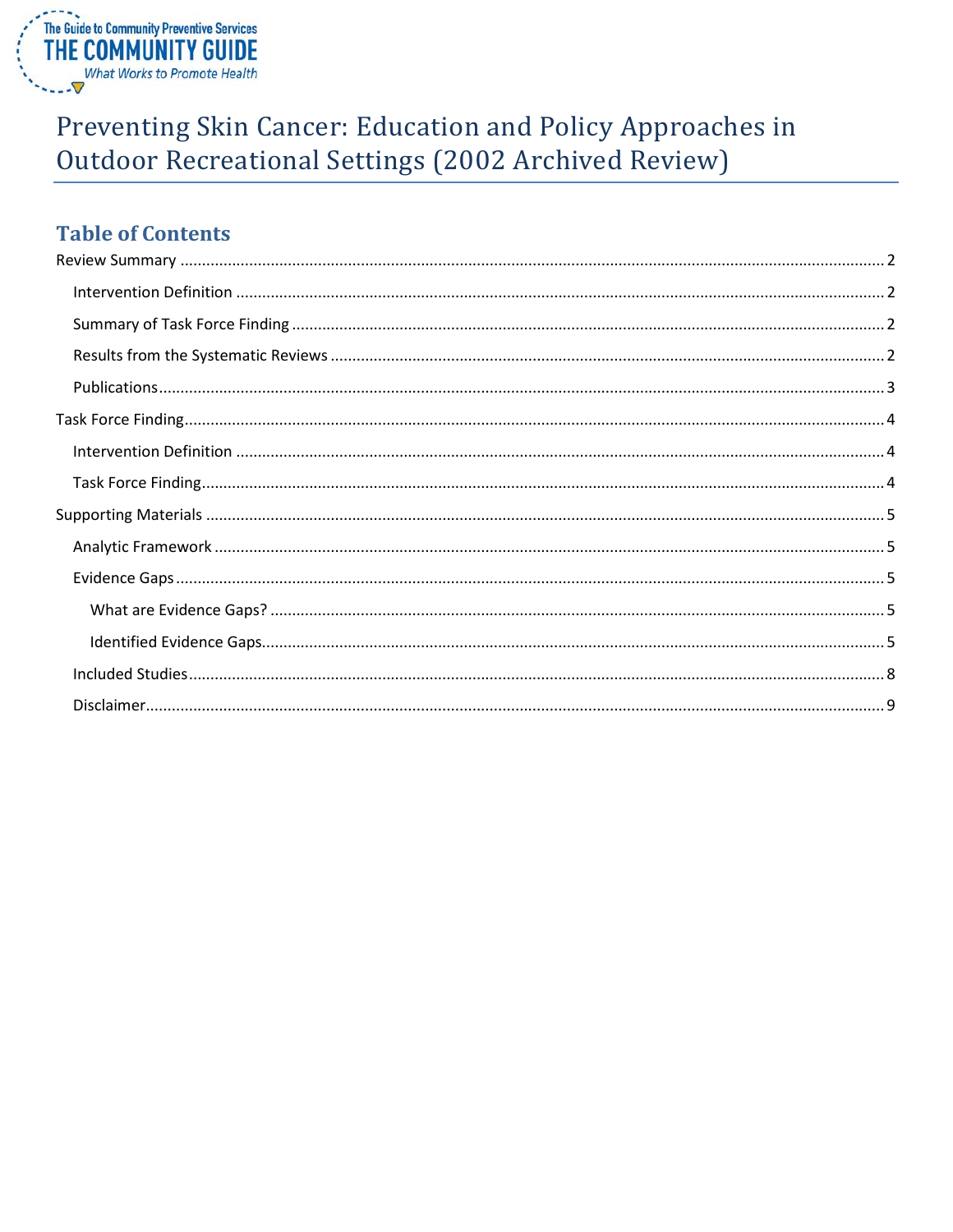# Preventing Skin Cancer: Education and Policy Approaches in Outdoor Recreational Settings (2002 Archived Review)

## Table of Contents

- Review Summary ..... 2
  - Intervention Definition ..... 2
  - Summary of Task Force Finding ..... 2
  - Results from the Systematic Reviews ..... 2
  - Publications ..... 3
- Task Force Finding ..... 4
  - Intervention Definition ..... 4
  - Task Force Finding ..... 4
- Supporting Materials ..... 5
  - Analytic Framework ..... 5
  - Evidence Gaps ..... 5
    - What are Evidence Gaps? ..... 5
    - Identified Evidence Gaps ..... 5
  - Included Studies ..... 8
  - Disclaimer ..... 9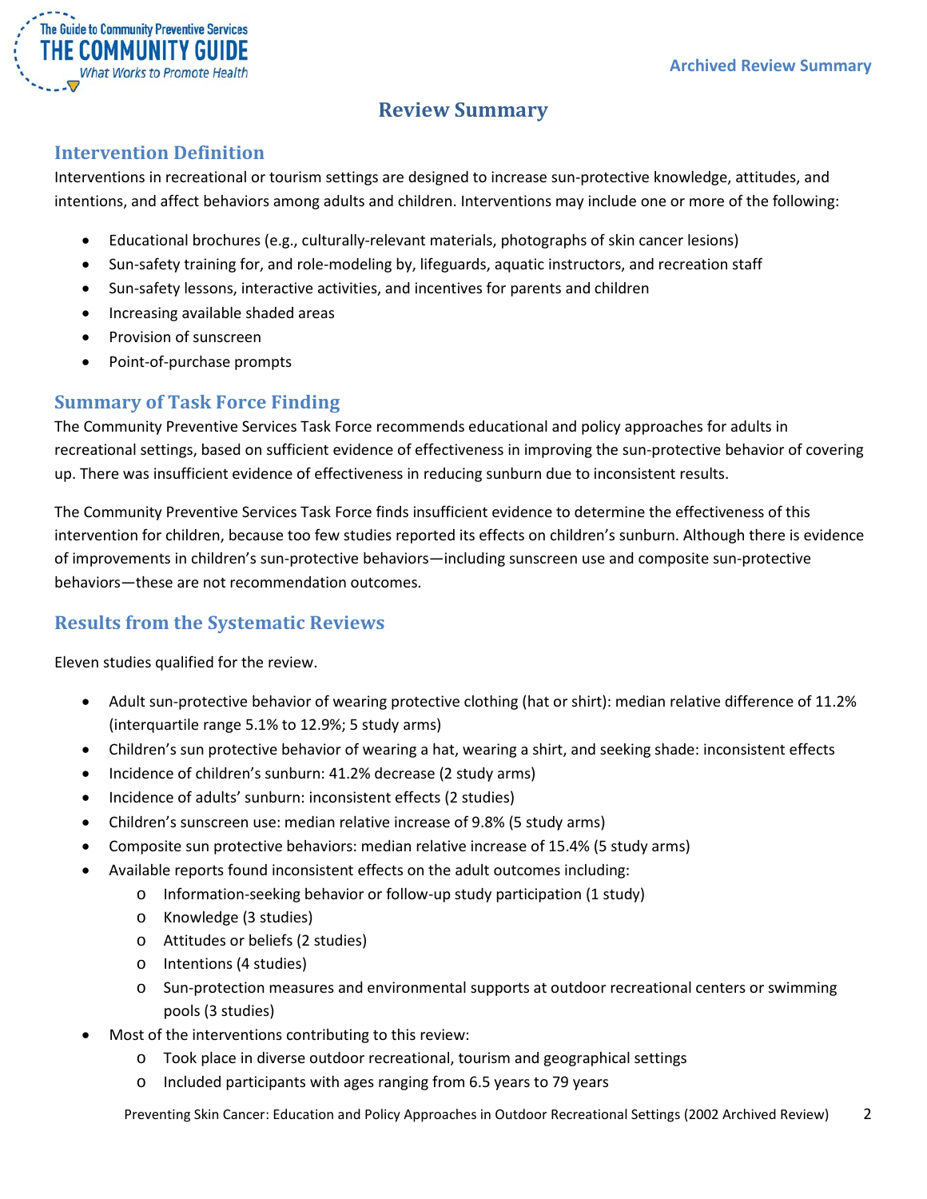# Review Summary

## Intervention Definition

Interventions in recreational or tourism settings are designed to increase sun-protective knowledge, attitudes, and intentions, and affect behaviors among adults and children. Interventions may include one or more of the following:

- Educational brochures (e.g., culturally-relevant materials, photographs of skin cancer lesions)
- Sun-safety training for, and role-modeling by, lifeguards, aquatic instructors, and recreation staff
- Sun-safety lessons, interactive activities, and incentives for parents and children
- Increasing available shaded areas
- Provision of sunscreen
- Point-of-purchase prompts

## Summary of Task Force Finding

The Community Preventive Services Task Force recommends educational and policy approaches for adults in recreational settings, based on sufficient evidence of effectiveness in improving the sun-protective behavior of covering up. There was insufficient evidence of effectiveness in reducing sunburn due to inconsistent results.

The Community Preventive Services Task Force finds insufficient evidence to determine the effectiveness of this intervention for children, because too few studies reported its effects on children's sunburn. Although there is evidence of improvements in children's sun-protective behaviors—including sunscreen use and composite sun-protective behaviors—these are not recommendation outcomes.

## Results from the Systematic Reviews

Eleven studies qualified for the review.

- Adult sun-protective behavior of wearing protective clothing (hat or shirt): median relative difference of 11.2% (interquartile range 5.1% to 12.9%; 5 study arms)
- Children's sun protective behavior of wearing a hat, wearing a shirt, and seeking shade: inconsistent effects
- Incidence of children's sunburn: 41.2% decrease (2 study arms)
- Incidence of adults' sunburn: inconsistent effects (2 studies)
- Children's sunscreen use: median relative increase of 9.8% (5 study arms)
- Composite sun protective behaviors: median relative increase of 15.4% (5 study arms)
- Available reports found inconsistent effects on the adult outcomes including:
  - Information-seeking behavior or follow-up study participation (1 study)
  - Knowledge (3 studies)
  - Attitudes or beliefs (2 studies)
  - Intentions (4 studies)
  - Sun-protection measures and environmental supports at outdoor recreational centers or swimming pools (3 studies)
- Most of the interventions contributing to this review:
  - Took place in diverse outdoor recreational, tourism and geographical settings
  - Included participants with ages ranging from 6.5 years to 79 years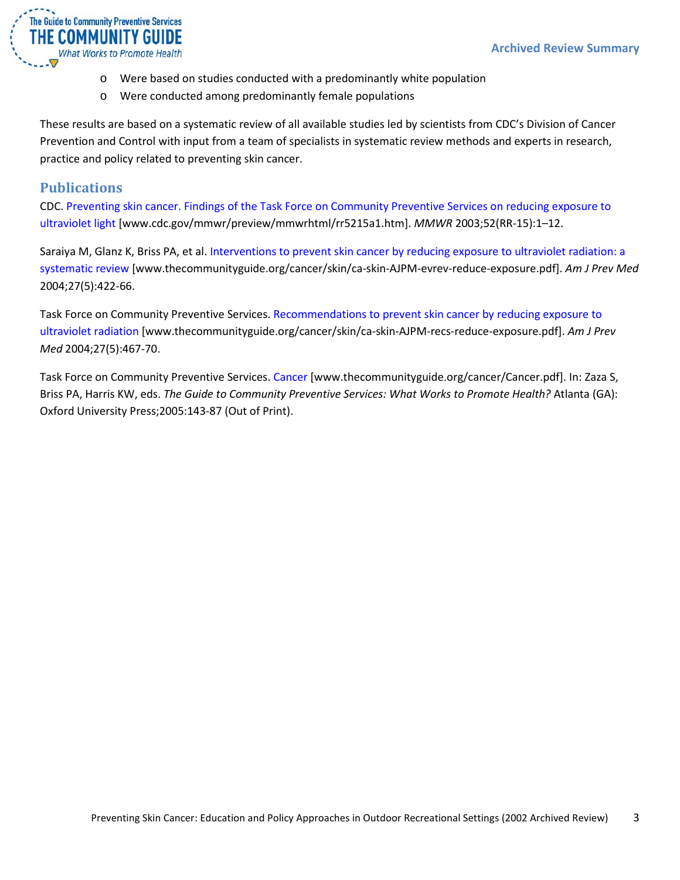- Were based on studies conducted with a predominantly white population
- Were conducted among predominantly female populations

These results are based on a systematic review of all available studies led by scientists from CDC's Division of Cancer Prevention and Control with input from a team of specialists in systematic review methods and experts in research, practice and policy related to preventing skin cancer.

## Publications

CDC. Preventing skin cancer. Findings of the Task Force on Community Preventive Services on reducing exposure to ultraviolet light [www.cdc.gov/mmwr/preview/mmwrhtml/rr5215a1.htm]. *MMWR* 2003;52(RR-15):1–12.

Saraiya M, Glanz K, Briss PA, et al. Interventions to prevent skin cancer by reducing exposure to ultraviolet radiation: a systematic review [www.thecommunityguide.org/cancer/skin/ca-skin-AJPM-evrev-reduce-exposure.pdf]. *Am J Prev Med* 2004;27(5):422-66.

Task Force on Community Preventive Services. Recommendations to prevent skin cancer by reducing exposure to ultraviolet radiation [www.thecommunityguide.org/cancer/skin/ca-skin-AJPM-recs-reduce-exposure.pdf]. *Am J Prev Med* 2004;27(5):467-70.

Task Force on Community Preventive Services. Cancer [www.thecommunityguide.org/cancer/Cancer.pdf]. In: Zaza S, Briss PA, Harris KW, eds. *The Guide to Community Preventive Services: What Works to Promote Health?* Atlanta (GA): Oxford University Press;2005:143-87 (Out of Print).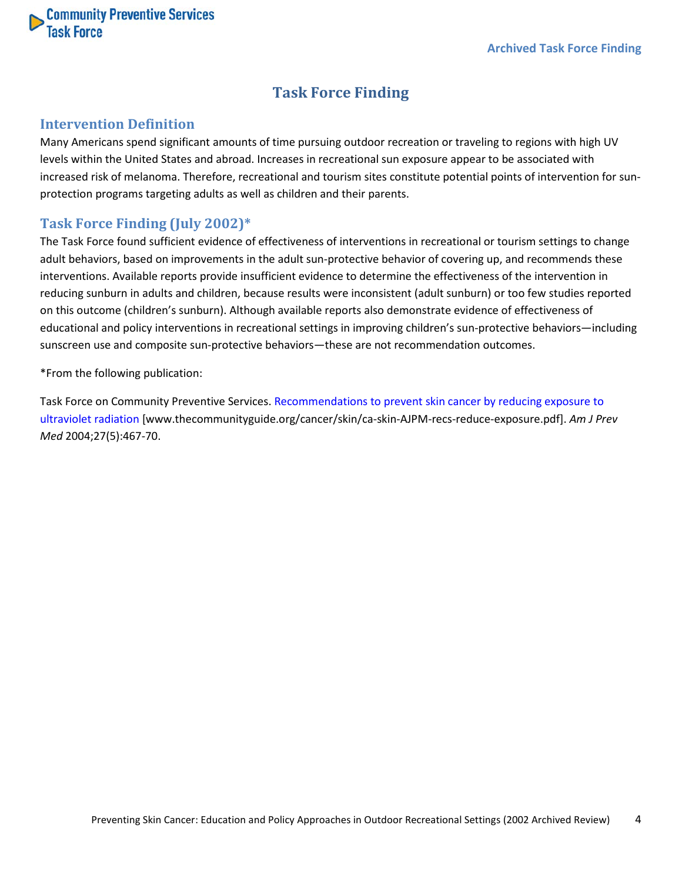# Task Force Finding

## Intervention Definition

Many Americans spend significant amounts of time pursuing outdoor recreation or traveling to regions with high UV levels within the United States and abroad. Increases in recreational sun exposure appear to be associated with increased risk of melanoma. Therefore, recreational and tourism sites constitute potential points of intervention for sun-protection programs targeting adults as well as children and their parents.

## Task Force Finding (July 2002)*

The Task Force found sufficient evidence of effectiveness of interventions in recreational or tourism settings to change adult behaviors, based on improvements in the adult sun-protective behavior of covering up, and recommends these interventions. Available reports provide insufficient evidence to determine the effectiveness of the intervention in reducing sunburn in adults and children, because results were inconsistent (adult sunburn) or too few studies reported on this outcome (children's sunburn). Although available reports also demonstrate evidence of effectiveness of educational and policy interventions in recreational settings in improving children's sun-protective behaviors—including sunscreen use and composite sun-protective behaviors—these are not recommendation outcomes.

*From the following publication:

Task Force on Community Preventive Services. Recommendations to prevent skin cancer by reducing exposure to ultraviolet radiation [www.thecommunityguide.org/cancer/skin/ca-skin-AJPM-recs-reduce-exposure.pdf]. *Am J Prev Med* 2004;27(5):467-70.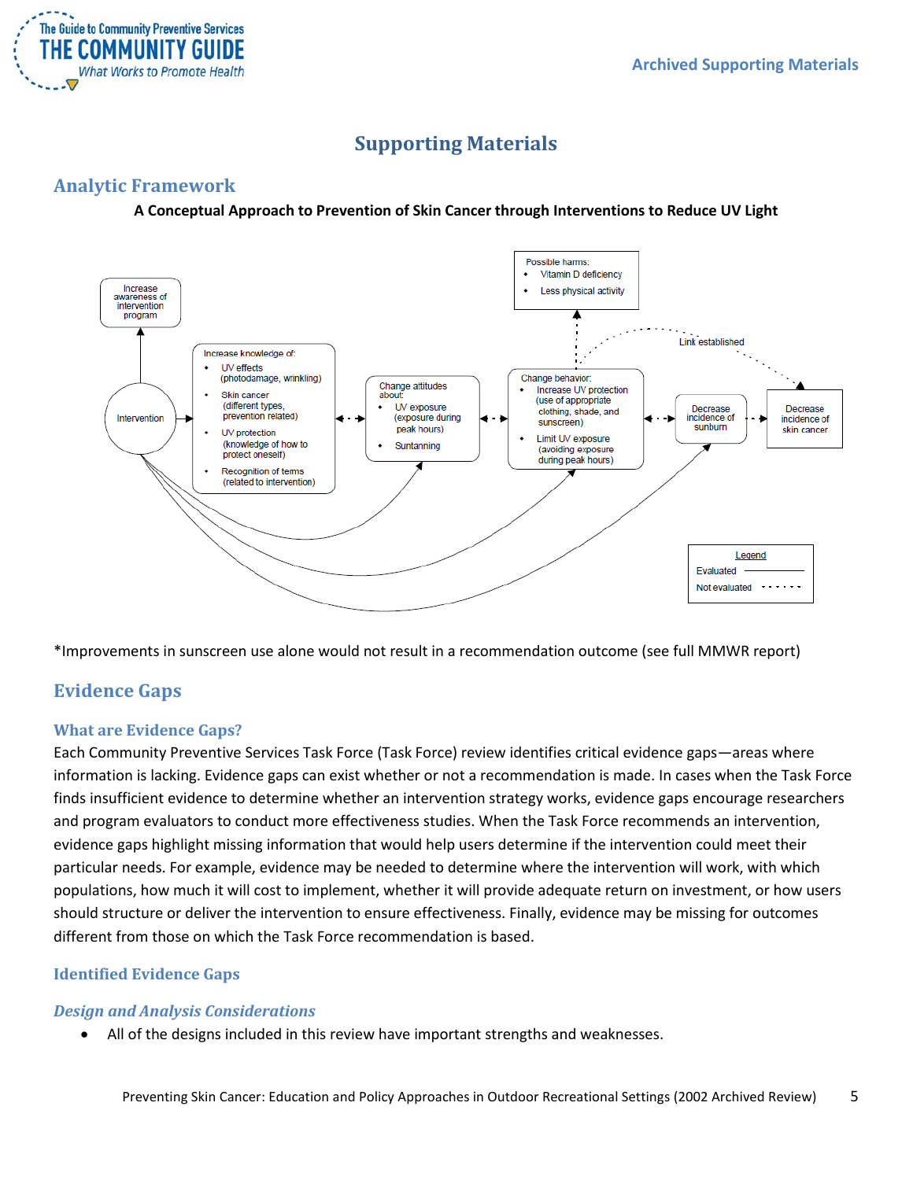# Supporting Materials

## Analytic Framework

**A Conceptual Approach to Prevention of Skin Cancer through Interventions to Reduce UV Light**

Intervention

Increase awareness of intervention program

Increase knowledge of:
- UV effects (photodamage, wrinkling)
- Skin cancer (different types, prevention related)
- UV protection (knowledge of how to protect oneself)
- Recognition of terms (related to intervention)

Change attitudes about:
- UV exposure (exposure during peak hours)
- Suntanning

Change behavior:
- Increase UV protection (use of appropriate clothing, shade, and sunscreen)
- Limit UV exposure (avoiding exposure during peak hours)

Possible harms:
- Vitamin D deficiency
- Less physical activity

Decrease incidence of sunburn

Decrease incidence of skin cancer

Link established

Legend
Evaluated ————
Not evaluated - - - - - -

*Improvements in sunscreen use alone would not result in a recommendation outcome (see full MMWR report)

## Evidence Gaps

### What are Evidence Gaps?

Each Community Preventive Services Task Force (Task Force) review identifies critical evidence gaps—areas where information is lacking. Evidence gaps can exist whether or not a recommendation is made. In cases when the Task Force finds insufficient evidence to determine whether an intervention strategy works, evidence gaps encourage researchers and program evaluators to conduct more effectiveness studies. When the Task Force recommends an intervention, evidence gaps highlight missing information that would help users determine if the intervention could meet their particular needs. For example, evidence may be needed to determine where the intervention will work, with which populations, how much it will cost to implement, whether it will provide adequate return on investment, or how users should structure or deliver the intervention to ensure effectiveness. Finally, evidence may be missing for outcomes different from those on which the Task Force recommendation is based.

### Identified Evidence Gaps

#### *Design and Analysis Considerations*

- All of the designs included in this review have important strengths and weaknesses.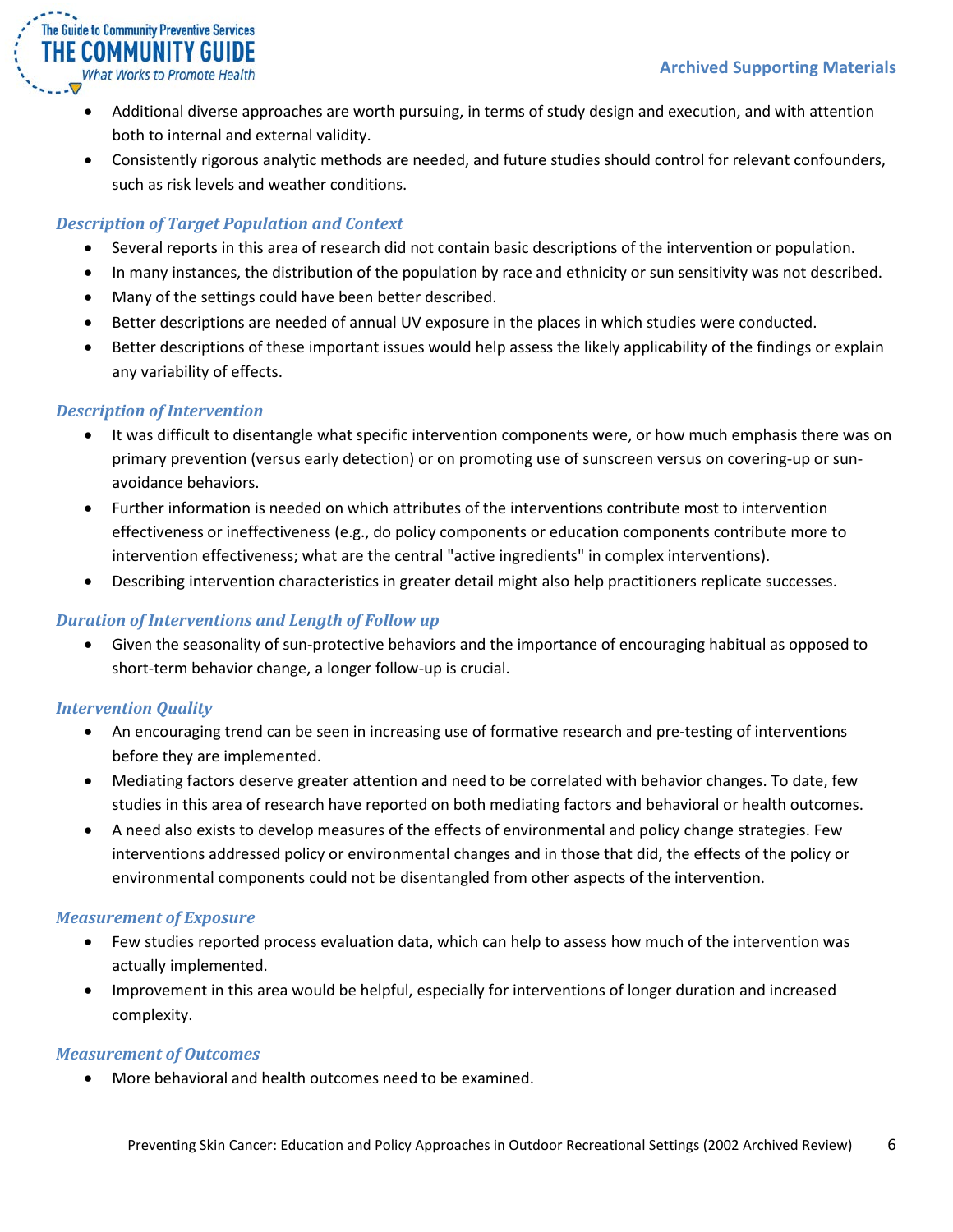- Additional diverse approaches are worth pursuing, in terms of study design and execution, and with attention both to internal and external validity.
- Consistently rigorous analytic methods are needed, and future studies should control for relevant confounders, such as risk levels and weather conditions.

### *Description of Target Population and Context*

- Several reports in this area of research did not contain basic descriptions of the intervention or population.
- In many instances, the distribution of the population by race and ethnicity or sun sensitivity was not described.
- Many of the settings could have been better described.
- Better descriptions are needed of annual UV exposure in the places in which studies were conducted.
- Better descriptions of these important issues would help assess the likely applicability of the findings or explain any variability of effects.

### *Description of Intervention*

- It was difficult to disentangle what specific intervention components were, or how much emphasis there was on primary prevention (versus early detection) or on promoting use of sunscreen versus on covering-up or sun-avoidance behaviors.
- Further information is needed on which attributes of the interventions contribute most to intervention effectiveness or ineffectiveness (e.g., do policy components or education components contribute more to intervention effectiveness; what are the central "active ingredients" in complex interventions).
- Describing intervention characteristics in greater detail might also help practitioners replicate successes.

### *Duration of Interventions and Length of Follow up*

- Given the seasonality of sun-protective behaviors and the importance of encouraging habitual as opposed to short-term behavior change, a longer follow-up is crucial.

### *Intervention Quality*

- An encouraging trend can be seen in increasing use of formative research and pre-testing of interventions before they are implemented.
- Mediating factors deserve greater attention and need to be correlated with behavior changes. To date, few studies in this area of research have reported on both mediating factors and behavioral or health outcomes.
- A need also exists to develop measures of the effects of environmental and policy change strategies. Few interventions addressed policy or environmental changes and in those that did, the effects of the policy or environmental components could not be disentangled from other aspects of the intervention.

### *Measurement of Exposure*

- Few studies reported process evaluation data, which can help to assess how much of the intervention was actually implemented.
- Improvement in this area would be helpful, especially for interventions of longer duration and increased complexity.

### *Measurement of Outcomes*

- More behavioral and health outcomes need to be examined.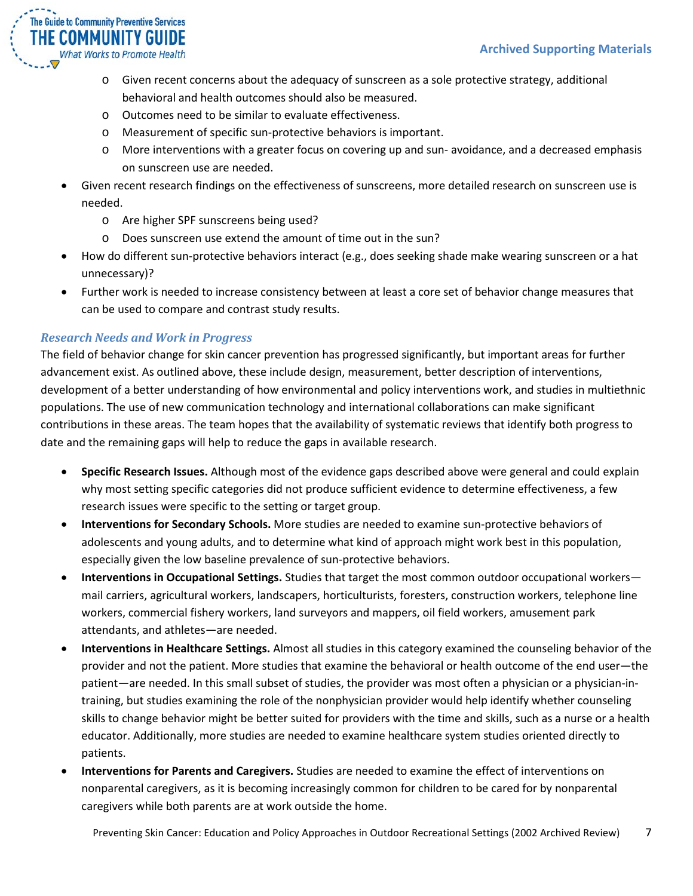- Given recent concerns about the adequacy of sunscreen as a sole protective strategy, additional behavioral and health outcomes should also be measured.
    - Outcomes need to be similar to evaluate effectiveness.
    - Measurement of specific sun-protective behaviors is important.
    - More interventions with a greater focus on covering up and sun- avoidance, and a decreased emphasis on sunscreen use are needed.
- Given recent research findings on the effectiveness of sunscreens, more detailed research on sunscreen use is needed.
    - Are higher SPF sunscreens being used?
    - Does sunscreen use extend the amount of time out in the sun?
- How do different sun-protective behaviors interact (e.g., does seeking shade make wearing sunscreen or a hat unnecessary)?
- Further work is needed to increase consistency between at least a core set of behavior change measures that can be used to compare and contrast study results.

### *Research Needs and Work in Progress*

The field of behavior change for skin cancer prevention has progressed significantly, but important areas for further advancement exist. As outlined above, these include design, measurement, better description of interventions, development of a better understanding of how environmental and policy interventions work, and studies in multiethnic populations. The use of new communication technology and international collaborations can make significant contributions in these areas. The team hopes that the availability of systematic reviews that identify both progress to date and the remaining gaps will help to reduce the gaps in available research.

- **Specific Research Issues.** Although most of the evidence gaps described above were general and could explain why most setting specific categories did not produce sufficient evidence to determine effectiveness, a few research issues were specific to the setting or target group.
- **Interventions for Secondary Schools.** More studies are needed to examine sun-protective behaviors of adolescents and young adults, and to determine what kind of approach might work best in this population, especially given the low baseline prevalence of sun-protective behaviors.
- **Interventions in Occupational Settings.** Studies that target the most common outdoor occupational workers—mail carriers, agricultural workers, landscapers, horticulturists, foresters, construction workers, telephone line workers, commercial fishery workers, land surveyors and mappers, oil field workers, amusement park attendants, and athletes—are needed.
- **Interventions in Healthcare Settings.** Almost all studies in this category examined the counseling behavior of the provider and not the patient. More studies that examine the behavioral or health outcome of the end user—the patient—are needed. In this small subset of studies, the provider was most often a physician or a physician-in-training, but studies examining the role of the nonphysician provider would help identify whether counseling skills to change behavior might be better suited for providers with the time and skills, such as a nurse or a health educator. Additionally, more studies are needed to examine healthcare system studies oriented directly to patients.
- **Interventions for Parents and Caregivers.** Studies are needed to examine the effect of interventions on nonparental caregivers, as it is becoming increasingly common for children to be cared for by nonparental caregivers while both parents are at work outside the home.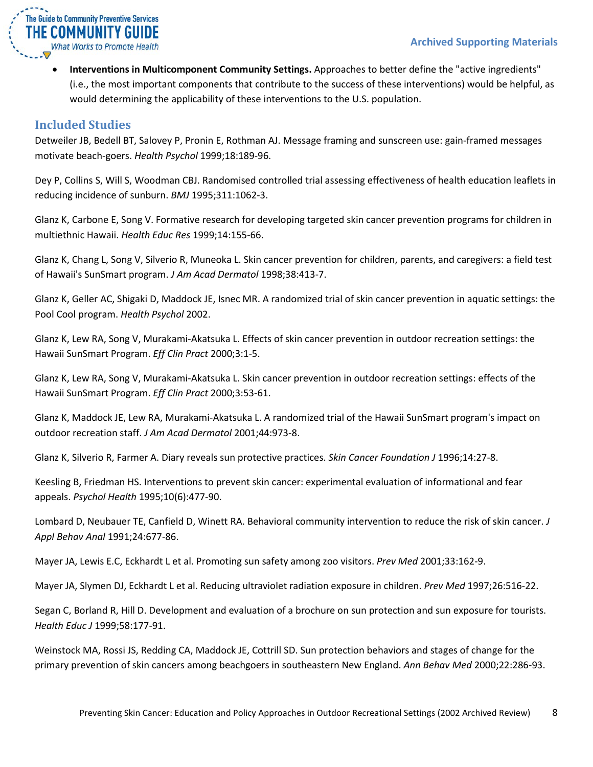- **Interventions in Multicomponent Community Settings.** Approaches to better define the "active ingredients" (i.e., the most important components that contribute to the success of these interventions) would be helpful, as would determining the applicability of these interventions to the U.S. population.

## Included Studies

Detweiler JB, Bedell BT, Salovey P, Pronin E, Rothman AJ. Message framing and sunscreen use: gain-framed messages motivate beach-goers. *Health Psychol* 1999;18:189-96.

Dey P, Collins S, Will S, Woodman CBJ. Randomised controlled trial assessing effectiveness of health education leaflets in reducing incidence of sunburn. *BMJ* 1995;311:1062-3.

Glanz K, Carbone E, Song V. Formative research for developing targeted skin cancer prevention programs for children in multiethnic Hawaii. *Health Educ Res* 1999;14:155-66.

Glanz K, Chang L, Song V, Silverio R, Muneoka L. Skin cancer prevention for children, parents, and caregivers: a field test of Hawaii's SunSmart program. *J Am Acad Dermatol* 1998;38:413-7.

Glanz K, Geller AC, Shigaki D, Maddock JE, Isnec MR. A randomized trial of skin cancer prevention in aquatic settings: the Pool Cool program. *Health Psychol* 2002.

Glanz K, Lew RA, Song V, Murakami-Akatsuka L. Effects of skin cancer prevention in outdoor recreation settings: the Hawaii SunSmart Program. *Eff Clin Pract* 2000;3:1-5.

Glanz K, Lew RA, Song V, Murakami-Akatsuka L. Skin cancer prevention in outdoor recreation settings: effects of the Hawaii SunSmart Program. *Eff Clin Pract* 2000;3:53-61.

Glanz K, Maddock JE, Lew RA, Murakami-Akatsuka L. A randomized trial of the Hawaii SunSmart program's impact on outdoor recreation staff. *J Am Acad Dermatol* 2001;44:973-8.

Glanz K, Silverio R, Farmer A. Diary reveals sun protective practices. *Skin Cancer Foundation J* 1996;14:27-8.

Keesling B, Friedman HS. Interventions to prevent skin cancer: experimental evaluation of informational and fear appeals. *Psychol Health* 1995;10(6):477-90.

Lombard D, Neubauer TE, Canfield D, Winett RA. Behavioral community intervention to reduce the risk of skin cancer. *J Appl Behav Anal* 1991;24:677-86.

Mayer JA, Lewis E.C, Eckhardt L et al. Promoting sun safety among zoo visitors. *Prev Med* 2001;33:162-9.

Mayer JA, Slymen DJ, Eckhardt L et al. Reducing ultraviolet radiation exposure in children. *Prev Med* 1997;26:516-22.

Segan C, Borland R, Hill D. Development and evaluation of a brochure on sun protection and sun exposure for tourists. *Health Educ J* 1999;58:177-91.

Weinstock MA, Rossi JS, Redding CA, Maddock JE, Cottrill SD. Sun protection behaviors and stages of change for the primary prevention of skin cancers among beachgoers in southeastern New England. *Ann Behav Med* 2000;22:286-93.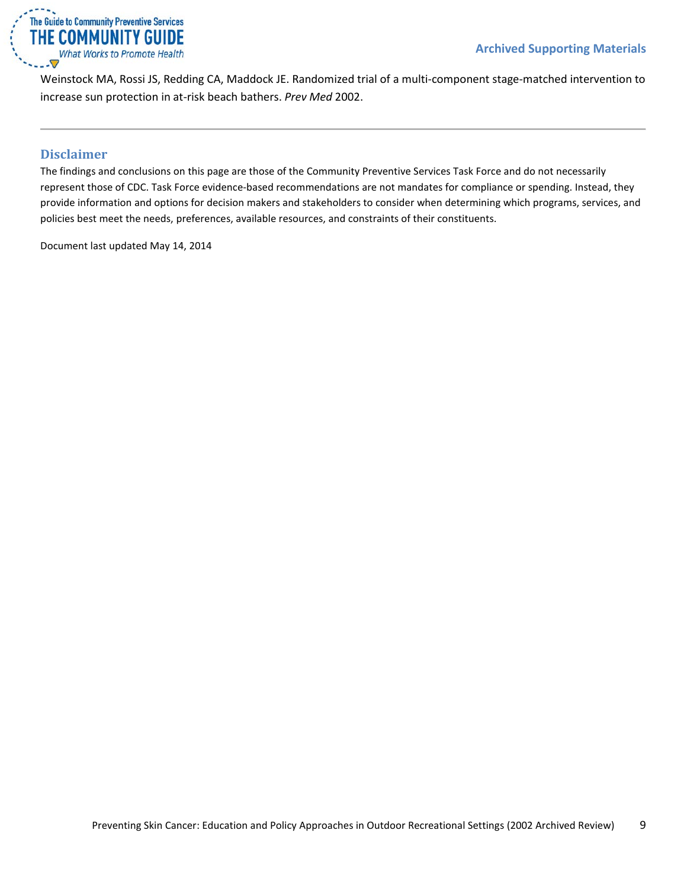Weinstock MA, Rossi JS, Redding CA, Maddock JE. Randomized trial of a multi-component stage-matched intervention to increase sun protection in at-risk beach bathers. *Prev Med* 2002.

---

## Disclaimer

The findings and conclusions on this page are those of the Community Preventive Services Task Force and do not necessarily represent those of CDC. Task Force evidence-based recommendations are not mandates for compliance or spending. Instead, they provide information and options for decision makers and stakeholders to consider when determining which programs, services, and policies best meet the needs, preferences, available resources, and constraints of their constituents.

Document last updated May 14, 2014